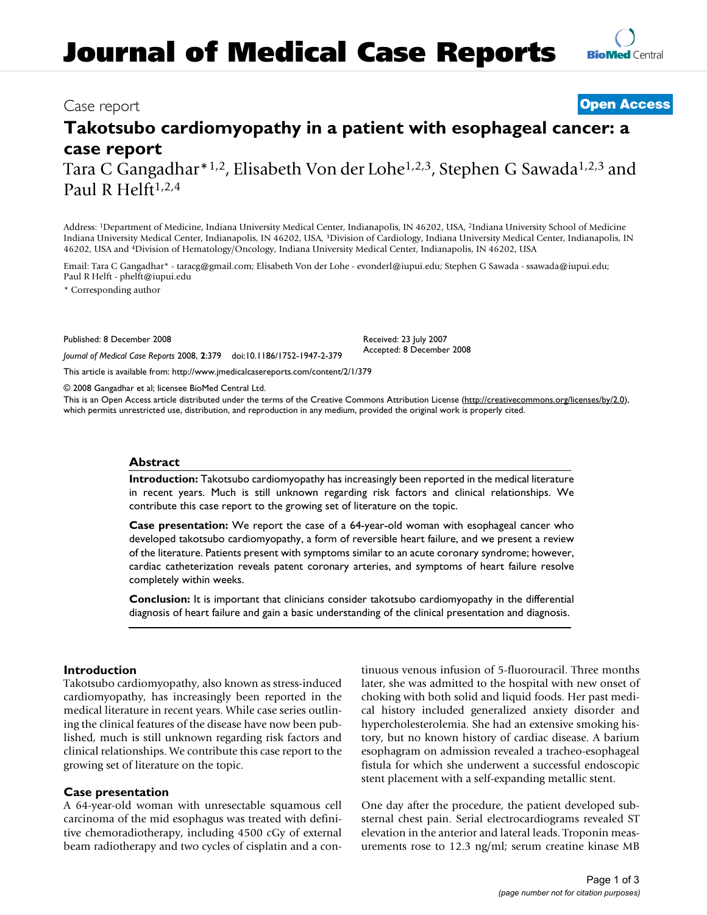# Journal of Medical Case Reports

Case report

**Open Access**

# Takotsubo cardiomyopathy in a patient with esophageal cancer: a case report

Tara C Gangadhar*[1,2], Elisabeth Von der Lohe[1,2,3], Stephen G Sawada[1,2,3] and Paul R Helft[1,2,4]

Address: [1]Department of Medicine, Indiana University Medical Center, Indianapolis, IN 46202, USA, [2]Indiana University School of Medicine Indiana University Medical Center, Indianapolis, IN 46202, USA, [3]Division of Cardiology, Indiana University Medical Center, Indianapolis, IN 46202, USA and [4]Division of Hematology/Oncology, Indiana University Medical Center, Indianapolis, IN 46202, USA

Email: Tara C Gangadhar* - taracg@gmail.com; Elisabeth Von der Lohe - evonderl@iupui.edu; Stephen G Sawada - ssawada@iupui.edu; Paul R Helft - phelft@iupui.edu

\* Corresponding author

Published: 8 December 2008

*Journal of Medical Case Reports* 2008, **2**:379 doi:10.1186/1752-1947-2-379

Received: 23 July 2007
Accepted: 8 December 2008

This article is available from: http://www.jmedicalcasereports.com/content/2/1/379

© 2008 Gangadhar et al; licensee BioMed Central Ltd.

This is an Open Access article distributed under the terms of the Creative Commons Attribution License (http://creativecommons.org/licenses/by/2.0), which permits unrestricted use, distribution, and reproduction in any medium, provided the original work is properly cited.

## Abstract

**Introduction:** Takotsubo cardiomyopathy has increasingly been reported in the medical literature in recent years. Much is still unknown regarding risk factors and clinical relationships. We contribute this case report to the growing set of literature on the topic.

**Case presentation:** We report the case of a 64-year-old woman with esophageal cancer who developed takotsubo cardiomyopathy, a form of reversible heart failure, and we present a review of the literature. Patients present with symptoms similar to an acute coronary syndrome; however, cardiac catheterization reveals patent coronary arteries, and symptoms of heart failure resolve completely within weeks.

**Conclusion:** It is important that clinicians consider takotsubo cardiomyopathy in the differential diagnosis of heart failure and gain a basic understanding of the clinical presentation and diagnosis.

## Introduction

Takotsubo cardiomyopathy, also known as stress-induced cardiomyopathy, has increasingly been reported in the medical literature in recent years. While case series outlining the clinical features of the disease have now been published, much is still unknown regarding risk factors and clinical relationships. We contribute this case report to the growing set of literature on the topic.

## Case presentation

A 64-year-old woman with unresectable squamous cell carcinoma of the mid esophagus was treated with definitive chemoradiotherapy, including 4500 cGy of external beam radiotherapy and two cycles of cisplatin and a continuous venous infusion of 5-fluorouracil. Three months later, she was admitted to the hospital with new onset of choking with both solid and liquid foods. Her past medical history included generalized anxiety disorder and hypercholesterolemia. She had an extensive smoking history, but no known history of cardiac disease. A barium esophagram on admission revealed a tracheo-esophageal fistula for which she underwent a successful endoscopic stent placement with a self-expanding metallic stent.

One day after the procedure, the patient developed substernal chest pain. Serial electrocardiograms revealed ST elevation in the anterior and lateral leads. Troponin measurements rose to 12.3 ng/ml; serum creatine kinase MB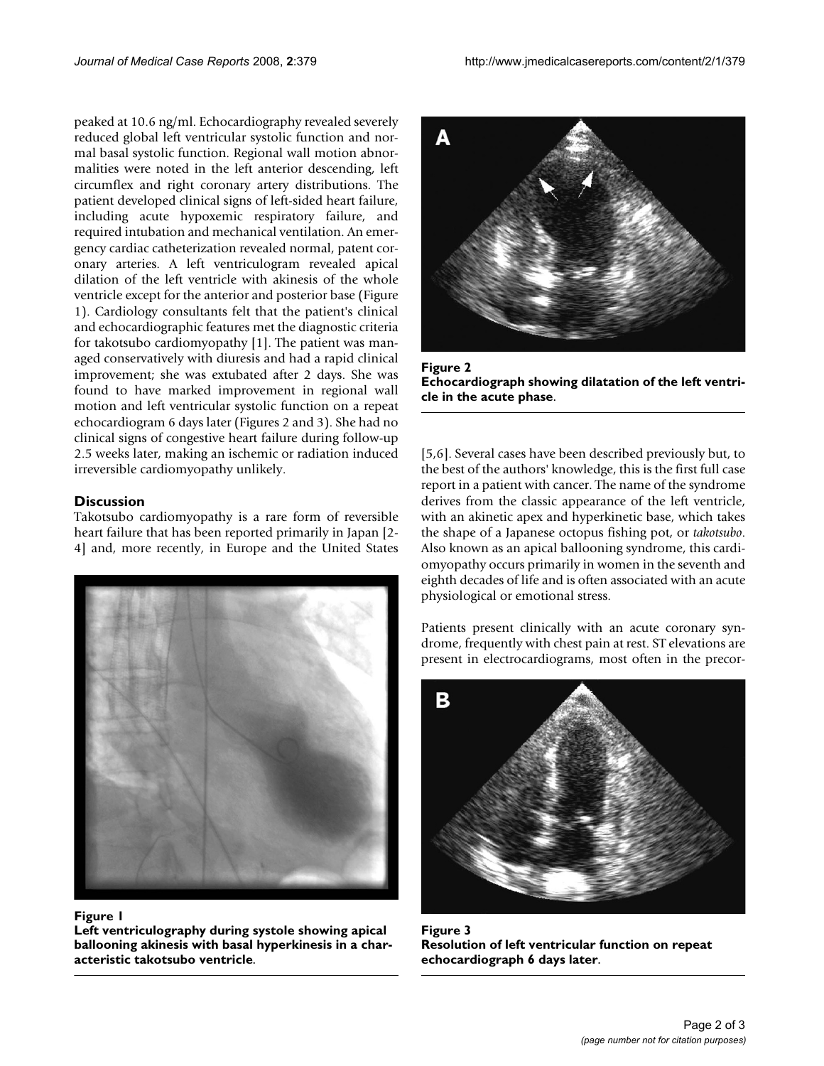peaked at 10.6 ng/ml. Echocardiography revealed severely reduced global left ventricular systolic function and normal basal systolic function. Regional wall motion abnormalities were noted in the left anterior descending, left circumflex and right coronary artery distributions. The patient developed clinical signs of left-sided heart failure, including acute hypoxemic respiratory failure, and required intubation and mechanical ventilation. An emergency cardiac catheterization revealed normal, patent coronary arteries. A left ventriculogram revealed apical dilation of the left ventricle with akinesis of the whole ventricle except for the anterior and posterior base (Figure 1). Cardiology consultants felt that the patient's clinical and echocardiographic features met the diagnostic criteria for takotsubo cardiomyopathy [1]. The patient was managed conservatively with diuresis and had a rapid clinical improvement; she was extubated after 2 days. She was found to have marked improvement in regional wall motion and left ventricular systolic function on a repeat echocardiogram 6 days later (Figures 2 and 3). She had no clinical signs of congestive heart failure during follow-up 2.5 weeks later, making an ischemic or radiation induced irreversible cardiomyopathy unlikely.

## Discussion

Takotsubo cardiomyopathy is a rare form of reversible heart failure that has been reported primarily in Japan [2-4] and, more recently, in Europe and the United States [5,6]. Several cases have been described previously but, to the best of the authors' knowledge, this is the first full case report in a patient with cancer. The name of the syndrome derives from the classic appearance of the left ventricle, with an akinetic apex and hyperkinetic base, which takes the shape of a Japanese octopus fishing pot, or *takotsubo*. Also known as an apical ballooning syndrome, this cardiomyopathy occurs primarily in women in the seventh and eighth decades of life and is often associated with an acute physiological or emotional stress.

Patients present clinically with an acute coronary syndrome, frequently with chest pain at rest. ST elevations are present in electrocardiograms, most often in the precor-

**Figure 1**
**Left ventriculography during systole showing apical ballooning akinesis with basal hyperkinesis in a characteristic takotsubo ventricle.**

**Figure 2**
**Echocardiograph showing dilatation of the left ventricle in the acute phase.**

**Figure 3**
**Resolution of left ventricular function on repeat echocardiograph 6 days later.**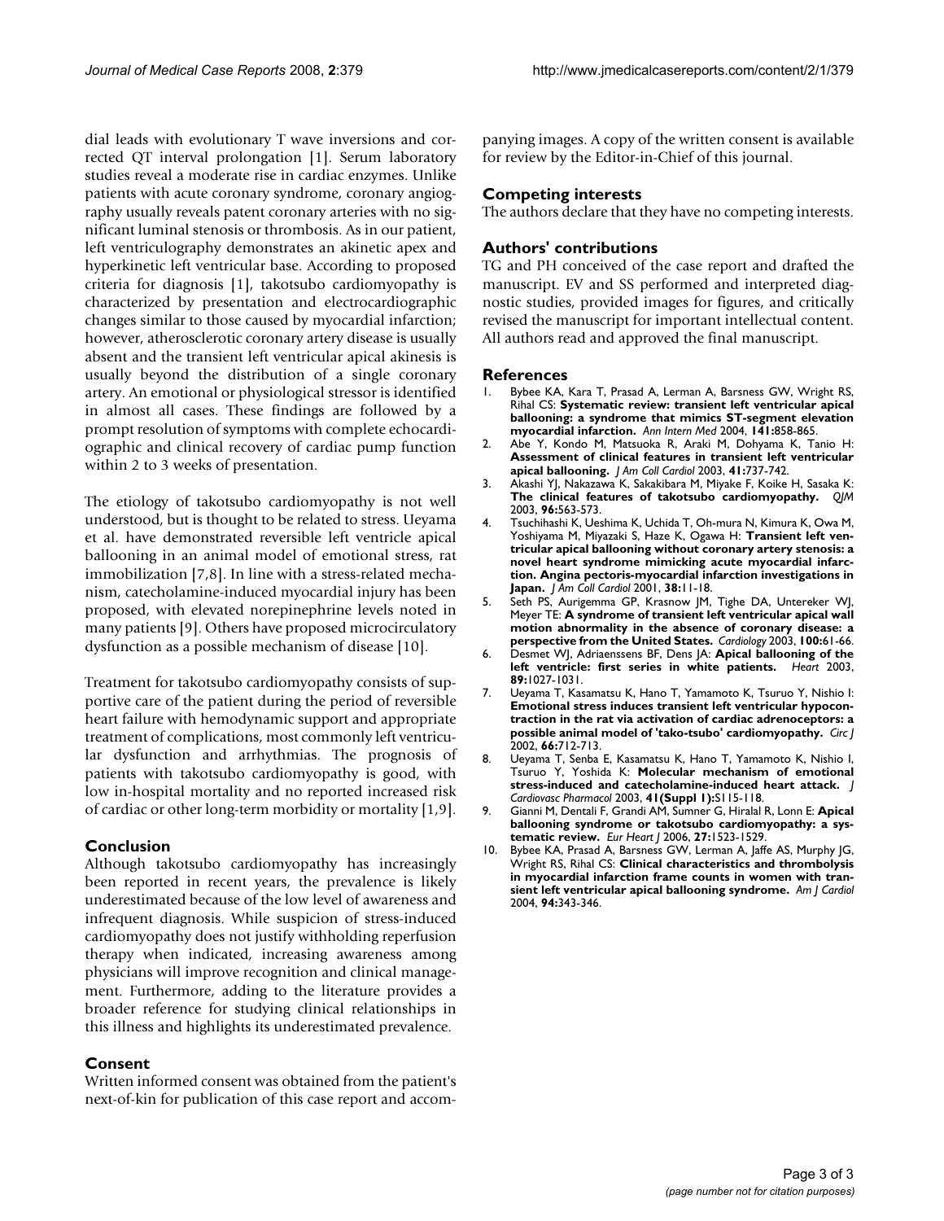dial leads with evolutionary T wave inversions and corrected QT interval prolongation [1]. Serum laboratory studies reveal a moderate rise in cardiac enzymes. Unlike patients with acute coronary syndrome, coronary angiography usually reveals patent coronary arteries with no significant luminal stenosis or thrombosis. As in our patient, left ventriculography demonstrates an akinetic apex and hyperkinetic left ventricular base. According to proposed criteria for diagnosis [1], takotsubo cardiomyopathy is characterized by presentation and electrocardiographic changes similar to those caused by myocardial infarction; however, atherosclerotic coronary artery disease is usually absent and the transient left ventricular apical akinesis is usually beyond the distribution of a single coronary artery. An emotional or physiological stressor is identified in almost all cases. These findings are followed by a prompt resolution of symptoms with complete echocardiographic and clinical recovery of cardiac pump function within 2 to 3 weeks of presentation.

The etiology of takotsubo cardiomyopathy is not well understood, but is thought to be related to stress. Ueyama et al. have demonstrated reversible left ventricle apical ballooning in an animal model of emotional stress, rat immobilization [7,8]. In line with a stress-related mechanism, catecholamine-induced myocardial injury has been proposed, with elevated norepinephrine levels noted in many patients [9]. Others have proposed microcirculatory dysfunction as a possible mechanism of disease [10].

Treatment for takotsubo cardiomyopathy consists of supportive care of the patient during the period of reversible heart failure with hemodynamic support and appropriate treatment of complications, most commonly left ventricular dysfunction and arrhythmias. The prognosis of patients with takotsubo cardiomyopathy is good, with low in-hospital mortality and no reported increased risk of cardiac or other long-term morbidity or mortality [1,9].

## Conclusion

Although takotsubo cardiomyopathy has increasingly been reported in recent years, the prevalence is likely underestimated because of the low level of awareness and infrequent diagnosis. While suspicion of stress-induced cardiomyopathy does not justify withholding reperfusion therapy when indicated, increasing awareness among physicians will improve recognition and clinical management. Furthermore, adding to the literature provides a broader reference for studying clinical relationships in this illness and highlights its underestimated prevalence.

## Consent

Written informed consent was obtained from the patient's next-of-kin for publication of this case report and accompanying images. A copy of the written consent is available for review by the Editor-in-Chief of this journal.

## Competing interests

The authors declare that they have no competing interests.

## Authors' contributions

TG and PH conceived of the case report and drafted the manuscript. EV and SS performed and interpreted diagnostic studies, provided images for figures, and critically revised the manuscript for important intellectual content. All authors read and approved the final manuscript.

## References

1. Bybee KA, Kara T, Prasad A, Lerman A, Barsness GW, Wright RS, Rihal CS: **Systematic review: transient left ventricular apical ballooning: a syndrome that mimics ST-segment elevation myocardial infarction.** *Ann Intern Med* 2004, **141:**858-865.
2. Abe Y, Kondo M, Matsuoka R, Araki M, Dohyama K, Tanio H: **Assessment of clinical features in transient left ventricular apical ballooning.** *J Am Coll Cardiol* 2003, **41:**737-742.
3. Akashi YJ, Nakazawa K, Sakakibara M, Miyake F, Koike H, Sasaka K: **The clinical features of takotsubo cardiomyopathy.** *QJM* 2003, **96:**563-573.
4. Tsuchihashi K, Ueshima K, Uchida T, Oh-mura N, Kimura K, Owa M, Yoshiyama M, Miyazaki S, Haze K, Ogawa H: **Transient left ventricular apical ballooning without coronary artery stenosis: a novel heart syndrome mimicking acute myocardial infarction. Angina pectoris-myocardial infarction investigations in Japan.** *J Am Coll Cardiol* 2001, **38:**11-18.
5. Seth PS, Aurigemma GP, Krasnow JM, Tighe DA, Untereker WJ, Meyer TE: **A syndrome of transient left ventricular apical wall motion abnormality in the absence of coronary disease: a perspective from the United States.** *Cardiology* 2003, **100:**61-66.
6. Desmet WJ, Adriaenssens BF, Dens JA: **Apical ballooning of the left ventricle: first series in white patients.** *Heart* 2003, **89:**1027-1031.
7. Ueyama T, Kasamatsu K, Hano T, Yamamoto K, Tsuruo Y, Nishio I: **Emotional stress induces transient left ventricular hypocontraction in the rat via activation of cardiac adrenoceptors: a possible animal model of 'tako-tsubo' cardiomyopathy.** *Circ J* 2002, **66:**712-713.
8. Ueyama T, Senba E, Kasamatsu K, Hano T, Yamamoto K, Nishio I, Tsuruo Y, Yoshida K: **Molecular mechanism of emotional stress-induced and catecholamine-induced heart attack.** *J Cardiovasc Pharmacol* 2003, **41(Suppl 1):**S115-118.
9. Gianni M, Dentali F, Grandi AM, Sumner G, Hiralal R, Lonn E: **Apical ballooning syndrome or takotsubo cardiomyopathy: a systematic review.** *Eur Heart J* 2006, **27:**1523-1529.
10. Bybee KA, Prasad A, Barsness GW, Lerman A, Jaffe AS, Murphy JG, Wright RS, Rihal CS: **Clinical characteristics and thrombolysis in myocardial infarction frame counts in women with transient left ventricular apical ballooning syndrome.** *Am J Cardiol* 2004, **94:**343-346.